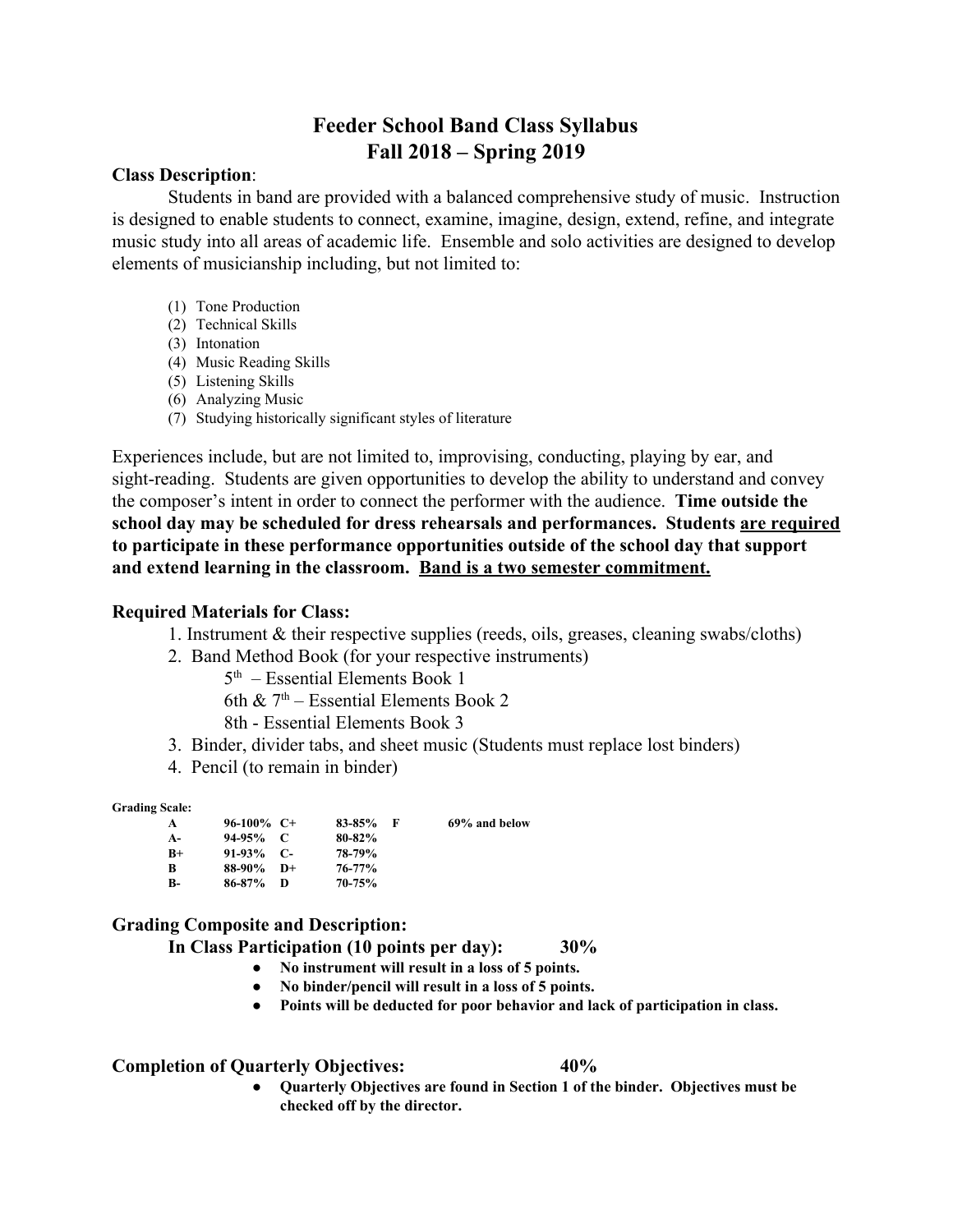# Feeder School Band Class Syllabus
# Fall 2018 – Spring 2019

**Class Description**:

Students in band are provided with a balanced comprehensive study of music. Instruction is designed to enable students to connect, examine, imagine, design, extend, refine, and integrate music study into all areas of academic life. Ensemble and solo activities are designed to develop elements of musicianship including, but not limited to:

(1) Tone Production
(2) Technical Skills
(3) Intonation
(4) Music Reading Skills
(5) Listening Skills
(6) Analyzing Music
(7) Studying historically significant styles of literature

Experiences include, but are not limited to, improvising, conducting, playing by ear, and sight-reading. Students are given opportunities to develop the ability to understand and convey the composer's intent in order to connect the performer with the audience. **Time outside the school day may be scheduled for dress rehearsals and performances. Students <u>are required</u> to participate in these performance opportunities outside of the school day that support and extend learning in the classroom. <u>Band is a two semester commitment.</u>**

### Required Materials for Class:

1. Instrument & their respective supplies (reeds, oils, greases, cleaning swabs/cloths)
2. Band Method Book (for your respective instruments)
   - 5th – Essential Elements Book 1
   - 6th & 7th – Essential Elements Book 2
   - 8th - Essential Elements Book 3
3. Binder, divider tabs, and sheet music (Students must replace lost binders)
4. Pencil (to remain in binder)

**Grading Scale:**

| | | | | | |
|---|---|---|---|---|---|
| **A** | **96-100%** | **C+** | **83-85%** | **F** | **69% and below** |
| **A-** | **94-95%** | **C** | **80-82%** | | |
| **B+** | **91-93%** | **C-** | **78-79%** | | |
| **B** | **88-90%** | **D+** | **76-77%** | | |
| **B-** | **86-87%** | **D** | **70-75%** | | |

### Grading Composite and Description:

**In Class Participation (10 points per day): 30%**

- **No instrument will result in a loss of 5 points.**
- **No binder/pencil will result in a loss of 5 points.**
- **Points will be deducted for poor behavior and lack of participation in class.**

**Completion of Quarterly Objectives: 40%**

- **Quarterly Objectives are found in Section 1 of the binder. Objectives must be checked off by the director.**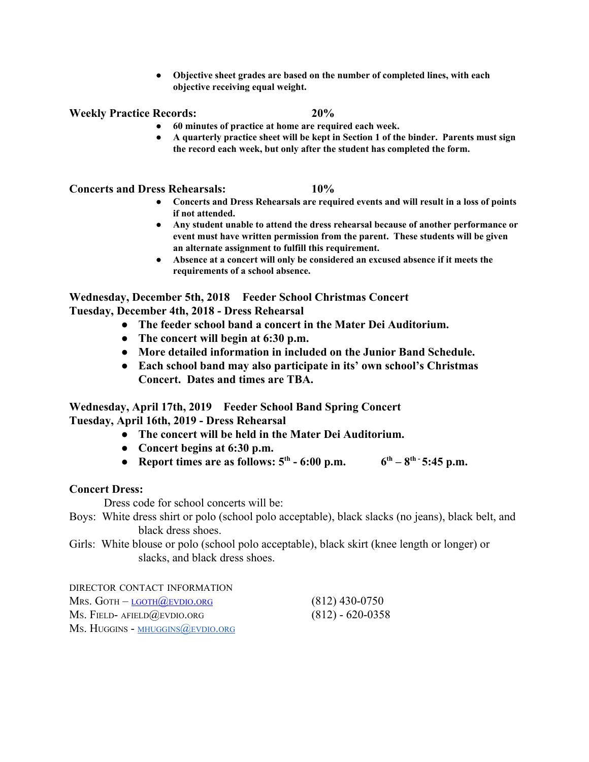- **Objective sheet grades are based on the number of completed lines, with each objective receiving equal weight.**

**Weekly Practice Records: 20%**

- **60 minutes of practice at home are required each week.**
- **A quarterly practice sheet will be kept in Section 1 of the binder. Parents must sign the record each week, but only after the student has completed the form.**

**Concerts and Dress Rehearsals: 10%**

- **Concerts and Dress Rehearsals are required events and will result in a loss of points if not attended.**
- **Any student unable to attend the dress rehearsal because of another performance or event must have written permission from the parent. These students will be given an alternate assignment to fulfill this requirement.**
- **Absence at a concert will only be considered an excused absence if it meets the requirements of a school absence.**

**Wednesday, December 5th, 2018 Feeder School Christmas Concert**
**Tuesday, December 4th, 2018 - Dress Rehearsal**

- **The feeder school band a concert in the Mater Dei Auditorium.**
- **The concert will begin at 6:30 p.m.**
- **More detailed information in included on the Junior Band Schedule.**
- **Each school band may also participate in its' own school's Christmas Concert. Dates and times are TBA.**

**Wednesday, April 17th, 2019 Feeder School Band Spring Concert**
**Tuesday, April 16th, 2019 - Dress Rehearsal**

- **The concert will be held in the Mater Dei Auditorium.**
- **Concert begins at 6:30 p.m.**
- **Report times are as follows: 5th - 6:00 p.m. 6th – 8th - 5:45 p.m.**

**Concert Dress:**

Dress code for school concerts will be:

Boys: White dress shirt or polo (school polo acceptable), black slacks (no jeans), black belt, and black dress shoes.

Girls: White blouse or polo (school polo acceptable), black skirt (knee length or longer) or slacks, and black dress shoes.

DIRECTOR CONTACT INFORMATION

Mrs. Goth – lgoth@evdio.org (812) 430-0750
Ms. Field- afield@evdio.org (812) - 620-0358
Ms. Huggins - mhuggins@evdio.org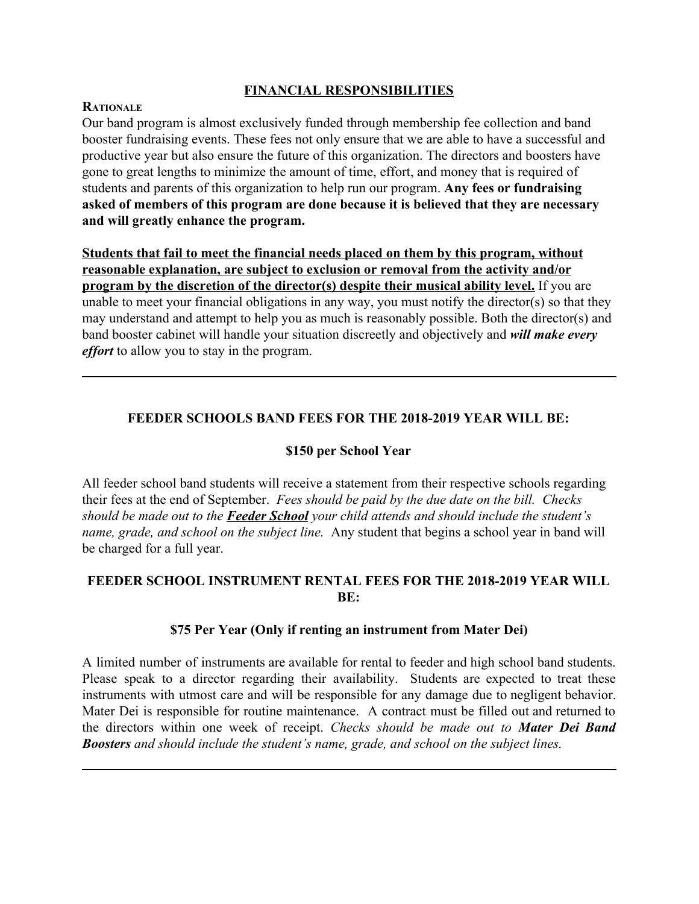## FINANCIAL RESPONSIBILITIES

**Rationale**

Our band program is almost exclusively funded through membership fee collection and band booster fundraising events. These fees not only ensure that we are able to have a successful and productive year but also ensure the future of this organization. The directors and boosters have gone to great lengths to minimize the amount of time, effort, and money that is required of students and parents of this organization to help run our program. **Any fees or fundraising asked of members of this program are done because it is believed that they are necessary and will greatly enhance the program.**

<u>**Students that fail to meet the financial needs placed on them by this program, without reasonable explanation, are subject to exclusion or removal from the activity and/or program by the discretion of the director(s) despite their musical ability level.**</u> If you are unable to meet your financial obligations in any way, you must notify the director(s) so that they may understand and attempt to help you as much is reasonably possible. Both the director(s) and band booster cabinet will handle your situation discreetly and objectively and ***will make every effort*** to allow you to stay in the program.

---

### FEEDER SCHOOLS BAND FEES FOR THE 2018-2019 YEAR WILL BE:

**$150 per School Year**

All feeder school band students will receive a statement from their respective schools regarding their fees at the end of September. *Fees should be paid by the due date on the bill. Checks should be made out to the* ***<u>Feeder School</u>*** *your child attends and should include the student's name, grade, and school on the subject line.* Any student that begins a school year in band will be charged for a full year.

### FEEDER SCHOOL INSTRUMENT RENTAL FEES FOR THE 2018-2019 YEAR WILL BE:

**$75 Per Year (Only if renting an instrument from Mater Dei)**

A limited number of instruments are available for rental to feeder and high school band students. Please speak to a director regarding their availability. Students are expected to treat these instruments with utmost care and will be responsible for any damage due to negligent behavior. Mater Dei is responsible for routine maintenance. A contract must be filled out and returned to the directors within one week of receipt. *Checks should be made out to* ***Mater Dei Band Boosters*** *and should include the student's name, grade, and school on the subject lines.*

---